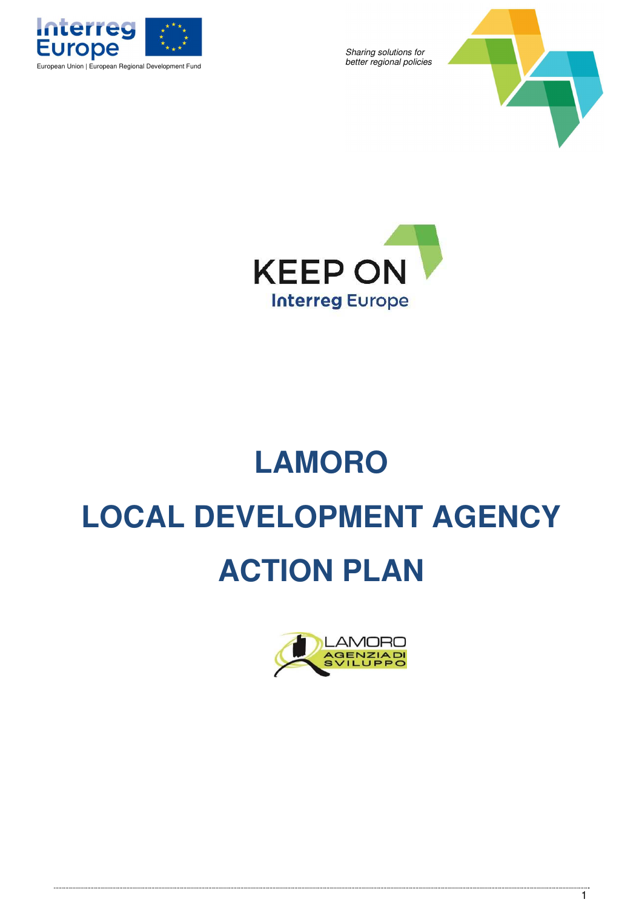Interreg Europe

European Union | European Regional Development Fund

*Sharing solutions for better regional policies*

KEEP ON

Interreg Europe

# LAMORO

# LOCAL DEVELOPMENT AGENCY

# ACTION PLAN

LAMORO AGENZIA DI SVILUPPO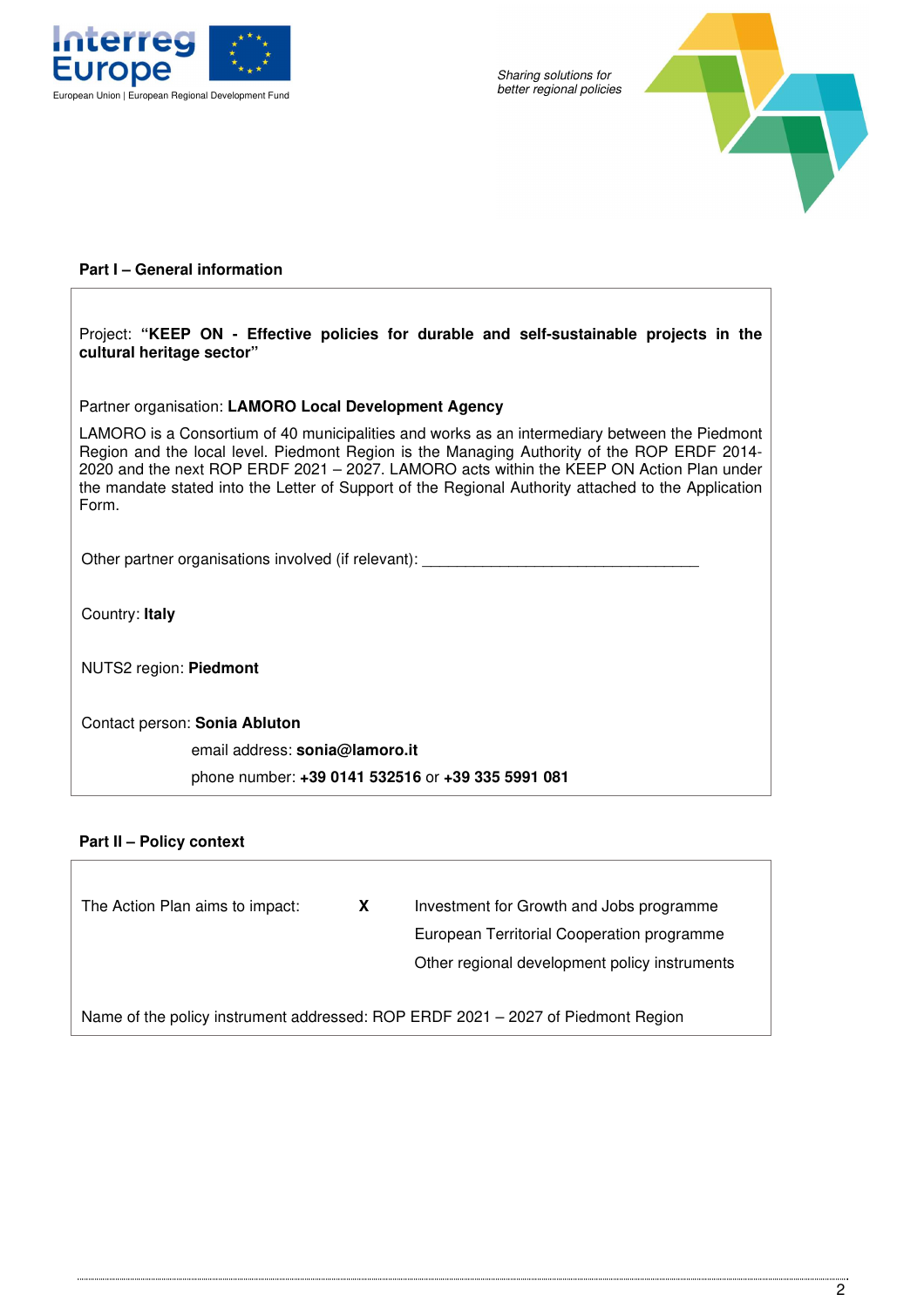**Part I – General information**

Project: **"KEEP ON - Effective policies for durable and self-sustainable projects in the cultural heritage sector"**

Partner organisation: **LAMORO Local Development Agency**

LAMORO is a Consortium of 40 municipalities and works as an intermediary between the Piedmont Region and the local level. Piedmont Region is the Managing Authority of the ROP ERDF 2014-2020 and the next ROP ERDF 2021 – 2027. LAMORO acts within the KEEP ON Action Plan under the mandate stated into the Letter of Support of the Regional Authority attached to the Application Form.

Other partner organisations involved (if relevant): ________________________________

Country: **Italy**

NUTS2 region: **Piedmont**

Contact person: **Sonia Abluton**

email address: **sonia@lamoro.it**

phone number: **+39 0141 532516** or **+39 335 5991 081**

**Part II – Policy context**

| The Action Plan aims to impact: | | |
|---|---|---|
| | X | Investment for Growth and Jobs programme |
| | | European Territorial Cooperation programme |
| | | Other regional development policy instruments |

Name of the policy instrument addressed: ROP ERDF 2021 – 2027 of Piedmont Region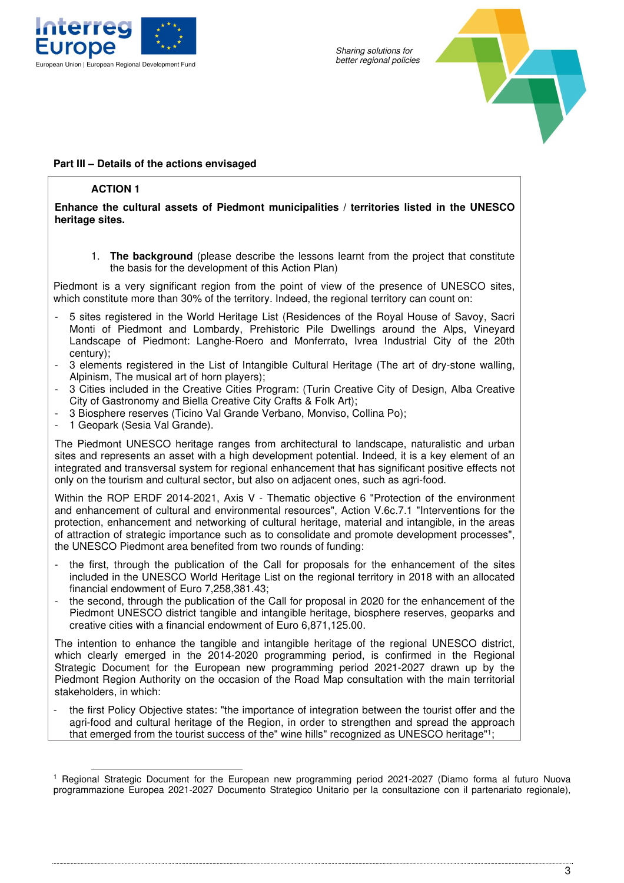**Part III – Details of the actions envisaged**

**ACTION 1**

**Enhance the cultural assets of Piedmont municipalities / territories listed in the UNESCO heritage sites.**

1. **The background** (please describe the lessons learnt from the project that constitute the basis for the development of this Action Plan)

Piedmont is a very significant region from the point of view of the presence of UNESCO sites, which constitute more than 30% of the territory. Indeed, the regional territory can count on:

- 5 sites registered in the World Heritage List (Residences of the Royal House of Savoy, Sacri Monti of Piedmont and Lombardy, Prehistoric Pile Dwellings around the Alps, Vineyard Landscape of Piedmont: Langhe-Roero and Monferrato, Ivrea Industrial City of the 20th century);
- 3 elements registered in the List of Intangible Cultural Heritage (The art of dry-stone walling, Alpinism, The musical art of horn players);
- 3 Cities included in the Creative Cities Program: (Turin Creative City of Design, Alba Creative City of Gastronomy and Biella Creative City Crafts & Folk Art);
- 3 Biosphere reserves (Ticino Val Grande Verbano, Monviso, Collina Po);
- 1 Geopark (Sesia Val Grande).

The Piedmont UNESCO heritage ranges from architectural to landscape, naturalistic and urban sites and represents an asset with a high development potential. Indeed, it is a key element of an integrated and transversal system for regional enhancement that has significant positive effects not only on the tourism and cultural sector, but also on adjacent ones, such as agri-food.

Within the ROP ERDF 2014-2021, Axis V - Thematic objective 6 "Protection of the environment and enhancement of cultural and environmental resources", Action V.6c.7.1 "Interventions for the protection, enhancement and networking of cultural heritage, material and intangible, in the areas of attraction of strategic importance such as to consolidate and promote development processes", the UNESCO Piedmont area benefited from two rounds of funding:

- the first, through the publication of the Call for proposals for the enhancement of the sites included in the UNESCO World Heritage List on the regional territory in 2018 with an allocated financial endowment of Euro 7,258,381.43;
- the second, through the publication of the Call for proposal in 2020 for the enhancement of the Piedmont UNESCO district tangible and intangible heritage, biosphere reserves, geoparks and creative cities with a financial endowment of Euro 6,871,125.00.

The intention to enhance the tangible and intangible heritage of the regional UNESCO district, which clearly emerged in the 2014-2020 programming period, is confirmed in the Regional Strategic Document for the European new programming period 2021-2027 drawn up by the Piedmont Region Authority on the occasion of the Road Map consultation with the main territorial stakeholders, in which:

- the first Policy Objective states: "the importance of integration between the tourist offer and the agri-food and cultural heritage of the Region, in order to strengthen and spread the approach that emerged from the tourist success of the" wine hills" recognized as UNESCO heritage"[1];

[1] Regional Strategic Document for the European new programming period 2021-2027 (Diamo forma al futuro Nuova programmazione Europea 2021-2027 Documento Strategico Unitario per la consultazione con il partenariato regionale),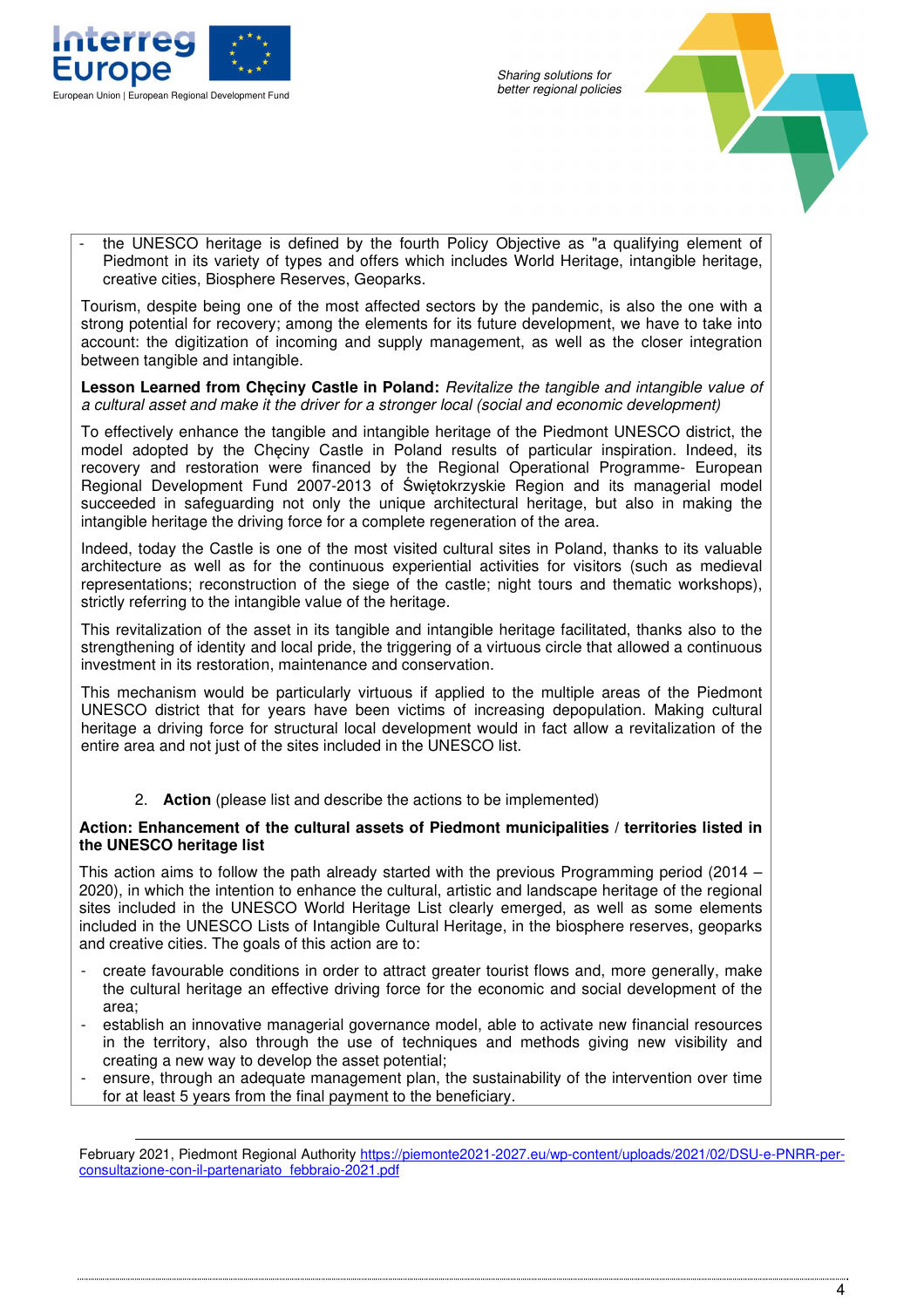- the UNESCO heritage is defined by the fourth Policy Objective as "a qualifying element of Piedmont in its variety of types and offers which includes World Heritage, intangible heritage, creative cities, Biosphere Reserves, Geoparks.

Tourism, despite being one of the most affected sectors by the pandemic, is also the one with a strong potential for recovery; among the elements for its future development, we have to take into account: the digitization of incoming and supply management, as well as the closer integration between tangible and intangible.

**Lesson Learned from Chęciny Castle in Poland:** *Revitalize the tangible and intangible value of a cultural asset and make it the driver for a stronger local (social and economic development)*

To effectively enhance the tangible and intangible heritage of the Piedmont UNESCO district, the model adopted by the Chęciny Castle in Poland results of particular inspiration. Indeed, its recovery and restoration were financed by the Regional Operational Programme- European Regional Development Fund 2007-2013 of Świętokrzyskie Region and its managerial model succeeded in safeguarding not only the unique architectural heritage, but also in making the intangible heritage the driving force for a complete regeneration of the area.

Indeed, today the Castle is one of the most visited cultural sites in Poland, thanks to its valuable architecture as well as for the continuous experiential activities for visitors (such as medieval representations; reconstruction of the siege of the castle; night tours and thematic workshops), strictly referring to the intangible value of the heritage.

This revitalization of the asset in its tangible and intangible heritage facilitated, thanks also to the strengthening of identity and local pride, the triggering of a virtuous circle that allowed a continuous investment in its restoration, maintenance and conservation.

This mechanism would be particularly virtuous if applied to the multiple areas of the Piedmont UNESCO district that for years have been victims of increasing depopulation. Making cultural heritage a driving force for structural local development would in fact allow a revitalization of the entire area and not just of the sites included in the UNESCO list.

2. **Action** (please list and describe the actions to be implemented)

**Action: Enhancement of the cultural assets of Piedmont municipalities / territories listed in the UNESCO heritage list**

This action aims to follow the path already started with the previous Programming period (2014 – 2020), in which the intention to enhance the cultural, artistic and landscape heritage of the regional sites included in the UNESCO World Heritage List clearly emerged, as well as some elements included in the UNESCO Lists of Intangible Cultural Heritage, in the biosphere reserves, geoparks and creative cities. The goals of this action are to:

- create favourable conditions in order to attract greater tourist flows and, more generally, make the cultural heritage an effective driving force for the economic and social development of the area;
- establish an innovative managerial governance model, able to activate new financial resources in the territory, also through the use of techniques and methods giving new visibility and creating a new way to develop the asset potential;
- ensure, through an adequate management plan, the sustainability of the intervention over time for at least 5 years from the final payment to the beneficiary.

---

February 2021, Piedmont Regional Authority https://piemonte2021-2027.eu/wp-content/uploads/2021/02/DSU-e-PNRR-per-consultazione-con-il-partenariato_febbraio-2021.pdf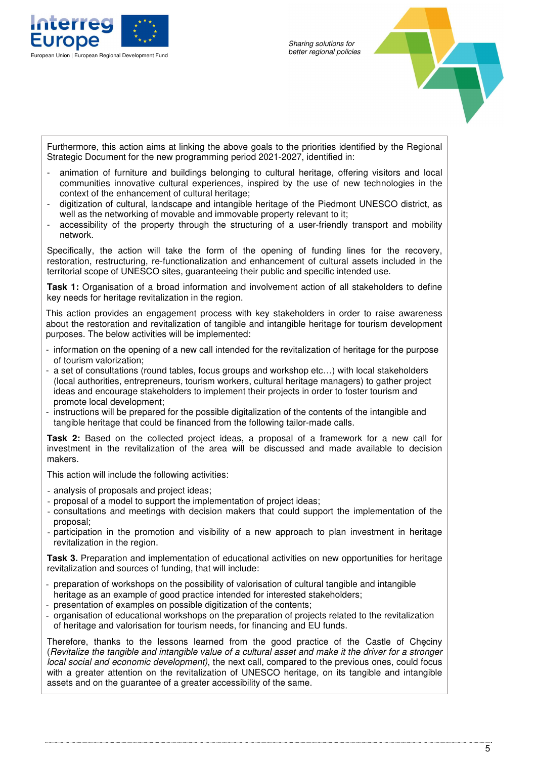Furthermore, this action aims at linking the above goals to the priorities identified by the Regional Strategic Document for the new programming period 2021-2027, identified in:

- animation of furniture and buildings belonging to cultural heritage, offering visitors and local communities innovative cultural experiences, inspired by the use of new technologies in the context of the enhancement of cultural heritage;
- digitization of cultural, landscape and intangible heritage of the Piedmont UNESCO district, as well as the networking of movable and immovable property relevant to it;
- accessibility of the property through the structuring of a user-friendly transport and mobility network.

Specifically, the action will take the form of the opening of funding lines for the recovery, restoration, restructuring, re-functionalization and enhancement of cultural assets included in the territorial scope of UNESCO sites, guaranteeing their public and specific intended use.

**Task 1:** Organisation of a broad information and involvement action of all stakeholders to define key needs for heritage revitalization in the region.

This action provides an engagement process with key stakeholders in order to raise awareness about the restoration and revitalization of tangible and intangible heritage for tourism development purposes. The below activities will be implemented:

- information on the opening of a new call intended for the revitalization of heritage for the purpose of tourism valorization;
- a set of consultations (round tables, focus groups and workshop etc…) with local stakeholders (local authorities, entrepreneurs, tourism workers, cultural heritage managers) to gather project ideas and encourage stakeholders to implement their projects in order to foster tourism and promote local development;
- instructions will be prepared for the possible digitalization of the contents of the intangible and tangible heritage that could be financed from the following tailor-made calls.

**Task 2:** Based on the collected project ideas, a proposal of a framework for a new call for investment in the revitalization of the area will be discussed and made available to decision makers.

This action will include the following activities:

- analysis of proposals and project ideas;
- proposal of a model to support the implementation of project ideas;
- consultations and meetings with decision makers that could support the implementation of the proposal;
- participation in the promotion and visibility of a new approach to plan investment in heritage revitalization in the region.

**Task 3.** Preparation and implementation of educational activities on new opportunities for heritage revitalization and sources of funding, that will include:

- preparation of workshops on the possibility of valorisation of cultural tangible and intangible heritage as an example of good practice intended for interested stakeholders;
- presentation of examples on possible digitization of the contents;
- organisation of educational workshops on the preparation of projects related to the revitalization of heritage and valorisation for tourism needs, for financing and EU funds.

Therefore, thanks to the lessons learned from the good practice of the Castle of Chęciny (*Revitalize the tangible and intangible value of a cultural asset and make it the driver for a stronger local social and economic development*), the next call, compared to the previous ones, could focus with a greater attention on the revitalization of UNESCO heritage, on its tangible and intangible assets and on the guarantee of a greater accessibility of the same.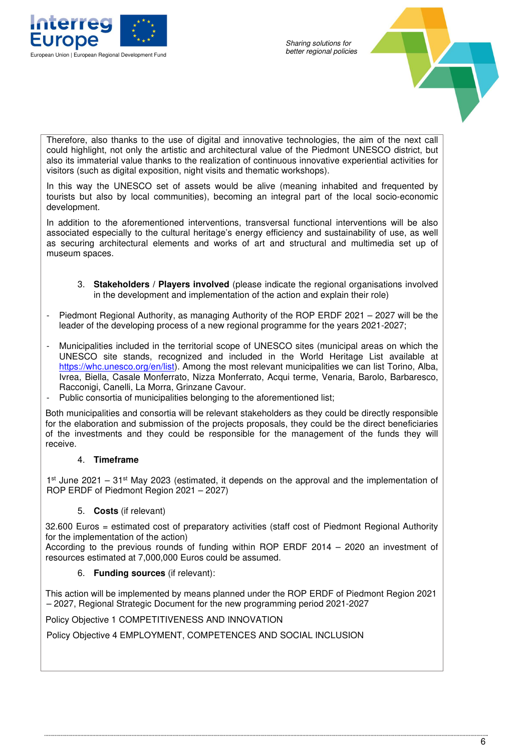Therefore, also thanks to the use of digital and innovative technologies, the aim of the next call could highlight, not only the artistic and architectural value of the Piedmont UNESCO district, but also its immaterial value thanks to the realization of continuous innovative experiential activities for visitors (such as digital exposition, night visits and thematic workshops).

In this way the UNESCO set of assets would be alive (meaning inhabited and frequented by tourists but also by local communities), becoming an integral part of the local socio-economic development.

In addition to the aforementioned interventions, transversal functional interventions will be also associated especially to the cultural heritage's energy efficiency and sustainability of use, as well as securing architectural elements and works of art and structural and multimedia set up of museum spaces.

3. **Stakeholders** / **Players involved** (please indicate the regional organisations involved in the development and implementation of the action and explain their role)

- Piedmont Regional Authority, as managing Authority of the ROP ERDF 2021 – 2027 will be the leader of the developing process of a new regional programme for the years 2021-2027;
- Municipalities included in the territorial scope of UNESCO sites (municipal areas on which the UNESCO site stands, recognized and included in the World Heritage List available at https://whc.unesco.org/en/list). Among the most relevant municipalities we can list Torino, Alba, Ivrea, Biella, Casale Monferrato, Nizza Monferrato, Acqui terme, Venaria, Barolo, Barbaresco, Racconigi, Canelli, La Morra, Grinzane Cavour.
- Public consortia of municipalities belonging to the aforementioned list;

Both municipalities and consortia will be relevant stakeholders as they could be directly responsible for the elaboration and submission of the projects proposals, they could be the direct beneficiaries of the investments and they could be responsible for the management of the funds they will receive.

4. **Timeframe**

1st June 2021 – 31st May 2023 (estimated, it depends on the approval and the implementation of ROP ERDF of Piedmont Region 2021 – 2027)

5. **Costs** (if relevant)

32.600 Euros = estimated cost of preparatory activities (staff cost of Piedmont Regional Authority for the implementation of the action)
According to the previous rounds of funding within ROP ERDF 2014 – 2020 an investment of resources estimated at 7,000,000 Euros could be assumed.

6. **Funding sources** (if relevant):

This action will be implemented by means planned under the ROP ERDF of Piedmont Region 2021 – 2027, Regional Strategic Document for the new programming period 2021-2027

Policy Objective 1 COMPETITIVENESS AND INNOVATION

Policy Objective 4 EMPLOYMENT, COMPETENCES AND SOCIAL INCLUSION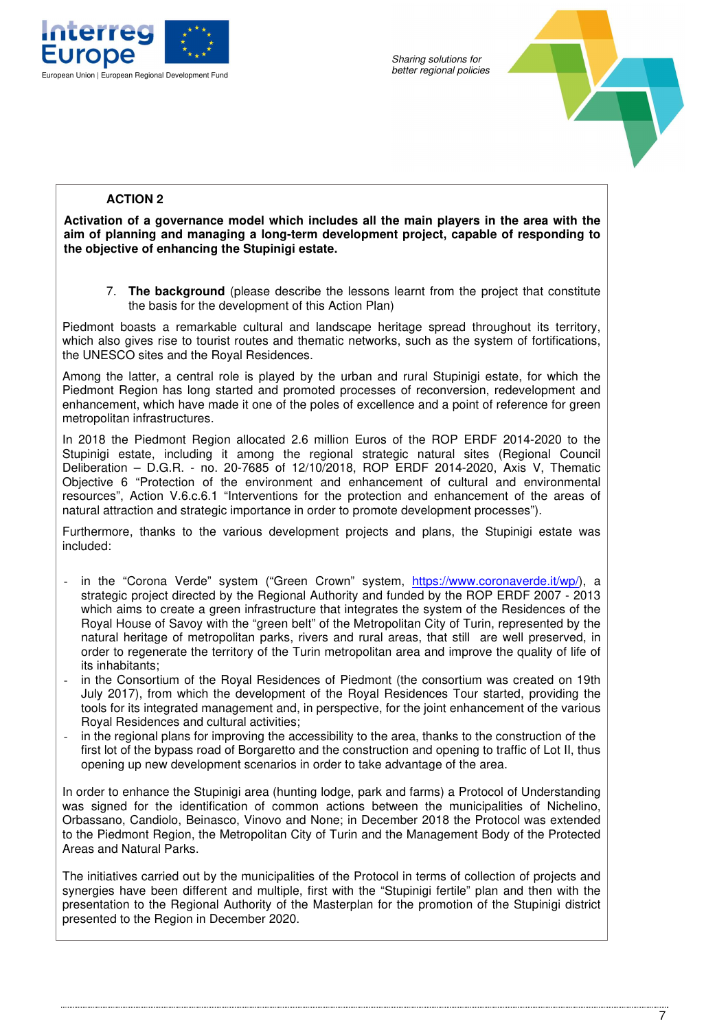**ACTION 2**

**Activation of a governance model which includes all the main players in the area with the aim of planning and managing a long-term development project, capable of responding to the objective of enhancing the Stupinigi estate.**

7. **The background** (please describe the lessons learnt from the project that constitute the basis for the development of this Action Plan)

Piedmont boasts a remarkable cultural and landscape heritage spread throughout its territory, which also gives rise to tourist routes and thematic networks, such as the system of fortifications, the UNESCO sites and the Royal Residences.

Among the latter, a central role is played by the urban and rural Stupinigi estate, for which the Piedmont Region has long started and promoted processes of reconversion, redevelopment and enhancement, which have made it one of the poles of excellence and a point of reference for green metropolitan infrastructures.

In 2018 the Piedmont Region allocated 2.6 million Euros of the ROP ERDF 2014-2020 to the Stupinigi estate, including it among the regional strategic natural sites (Regional Council Deliberation – D.G.R. - no. 20-7685 of 12/10/2018, ROP ERDF 2014-2020, Axis V, Thematic Objective 6 "Protection of the environment and enhancement of cultural and environmental resources", Action V.6.c.6.1 "Interventions for the protection and enhancement of the areas of natural attraction and strategic importance in order to promote development processes").

Furthermore, thanks to the various development projects and plans, the Stupinigi estate was included:

- in the "Corona Verde" system ("Green Crown" system, https://www.coronaverde.it/wp/), a strategic project directed by the Regional Authority and funded by the ROP ERDF 2007 - 2013 which aims to create a green infrastructure that integrates the system of the Residences of the Royal House of Savoy with the "green belt" of the Metropolitan City of Turin, represented by the natural heritage of metropolitan parks, rivers and rural areas, that still are well preserved, in order to regenerate the territory of the Turin metropolitan area and improve the quality of life of its inhabitants;
- in the Consortium of the Royal Residences of Piedmont (the consortium was created on 19th July 2017), from which the development of the Royal Residences Tour started, providing the tools for its integrated management and, in perspective, for the joint enhancement of the various Royal Residences and cultural activities;
- in the regional plans for improving the accessibility to the area, thanks to the construction of the first lot of the bypass road of Borgaretto and the construction and opening to traffic of Lot II, thus opening up new development scenarios in order to take advantage of the area.

In order to enhance the Stupinigi area (hunting lodge, park and farms) a Protocol of Understanding was signed for the identification of common actions between the municipalities of Nichelino, Orbassano, Candiolo, Beinasco, Vinovo and None; in December 2018 the Protocol was extended to the Piedmont Region, the Metropolitan City of Turin and the Management Body of the Protected Areas and Natural Parks.

The initiatives carried out by the municipalities of the Protocol in terms of collection of projects and synergies have been different and multiple, first with the "Stupinigi fertile" plan and then with the presentation to the Regional Authority of the Masterplan for the promotion of the Stupinigi district presented to the Region in December 2020.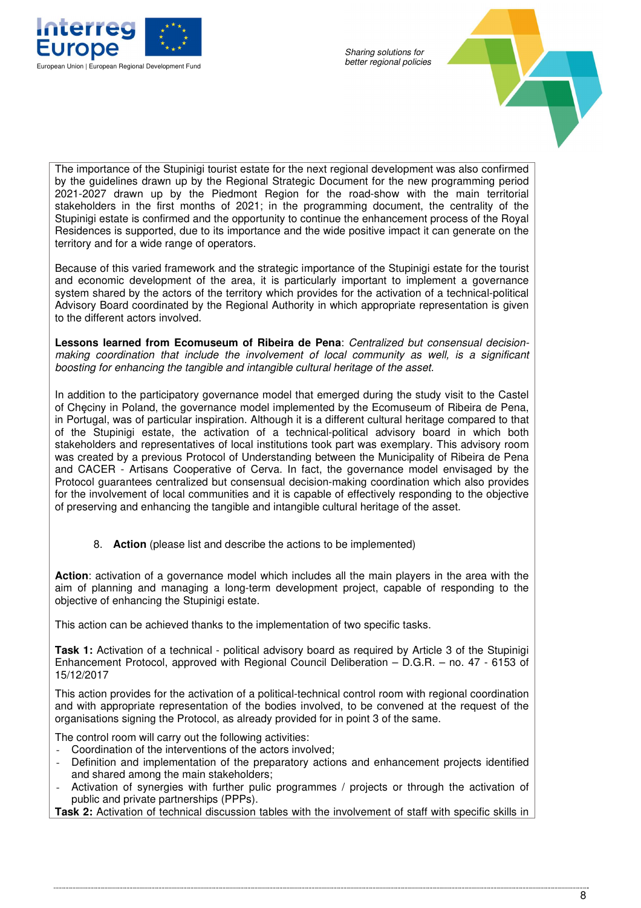The importance of the Stupinigi tourist estate for the next regional development was also confirmed by the guidelines drawn up by the Regional Strategic Document for the new programming period 2021-2027 drawn up by the Piedmont Region for the road-show with the main territorial stakeholders in the first months of 2021; in the programming document, the centrality of the Stupinigi estate is confirmed and the opportunity to continue the enhancement process of the Royal Residences is supported, due to its importance and the wide positive impact it can generate on the territory and for a wide range of operators.

Because of this varied framework and the strategic importance of the Stupinigi estate for the tourist and economic development of the area, it is particularly important to implement a governance system shared by the actors of the territory which provides for the activation of a technical-political Advisory Board coordinated by the Regional Authority in which appropriate representation is given to the different actors involved.

**Lessons learned from Ecomuseum of Ribeira de Pena**: *Centralized but consensual decision-making coordination that include the involvement of local community as well, is a significant boosting for enhancing the tangible and intangible cultural heritage of the asset.*

In addition to the participatory governance model that emerged during the study visit to the Castel of Chęciny in Poland, the governance model implemented by the Ecomuseum of Ribeira de Pena, in Portugal, was of particular inspiration. Although it is a different cultural heritage compared to that of the Stupinigi estate, the activation of a technical-political advisory board in which both stakeholders and representatives of local institutions took part was exemplary. This advisory room was created by a previous Protocol of Understanding between the Municipality of Ribeira de Pena and CACER - Artisans Cooperative of Cerva. In fact, the governance model envisaged by the Protocol guarantees centralized but consensual decision-making coordination which also provides for the involvement of local communities and it is capable of effectively responding to the objective of preserving and enhancing the tangible and intangible cultural heritage of the asset.

8. **Action** (please list and describe the actions to be implemented)

**Action**: activation of a governance model which includes all the main players in the area with the aim of planning and managing a long-term development project, capable of responding to the objective of enhancing the Stupinigi estate.

This action can be achieved thanks to the implementation of two specific tasks.

**Task 1:** Activation of a technical - political advisory board as required by Article 3 of the Stupinigi Enhancement Protocol, approved with Regional Council Deliberation – D.G.R. – no. 47 - 6153 of 15/12/2017

This action provides for the activation of a political-technical control room with regional coordination and with appropriate representation of the bodies involved, to be convened at the request of the organisations signing the Protocol, as already provided for in point 3 of the same.

The control room will carry out the following activities:

- Coordination of the interventions of the actors involved;
- Definition and implementation of the preparatory actions and enhancement projects identified and shared among the main stakeholders;
- Activation of synergies with further pulic programmes / projects or through the activation of public and private partnerships (PPPs).

**Task 2:** Activation of technical discussion tables with the involvement of staff with specific skills in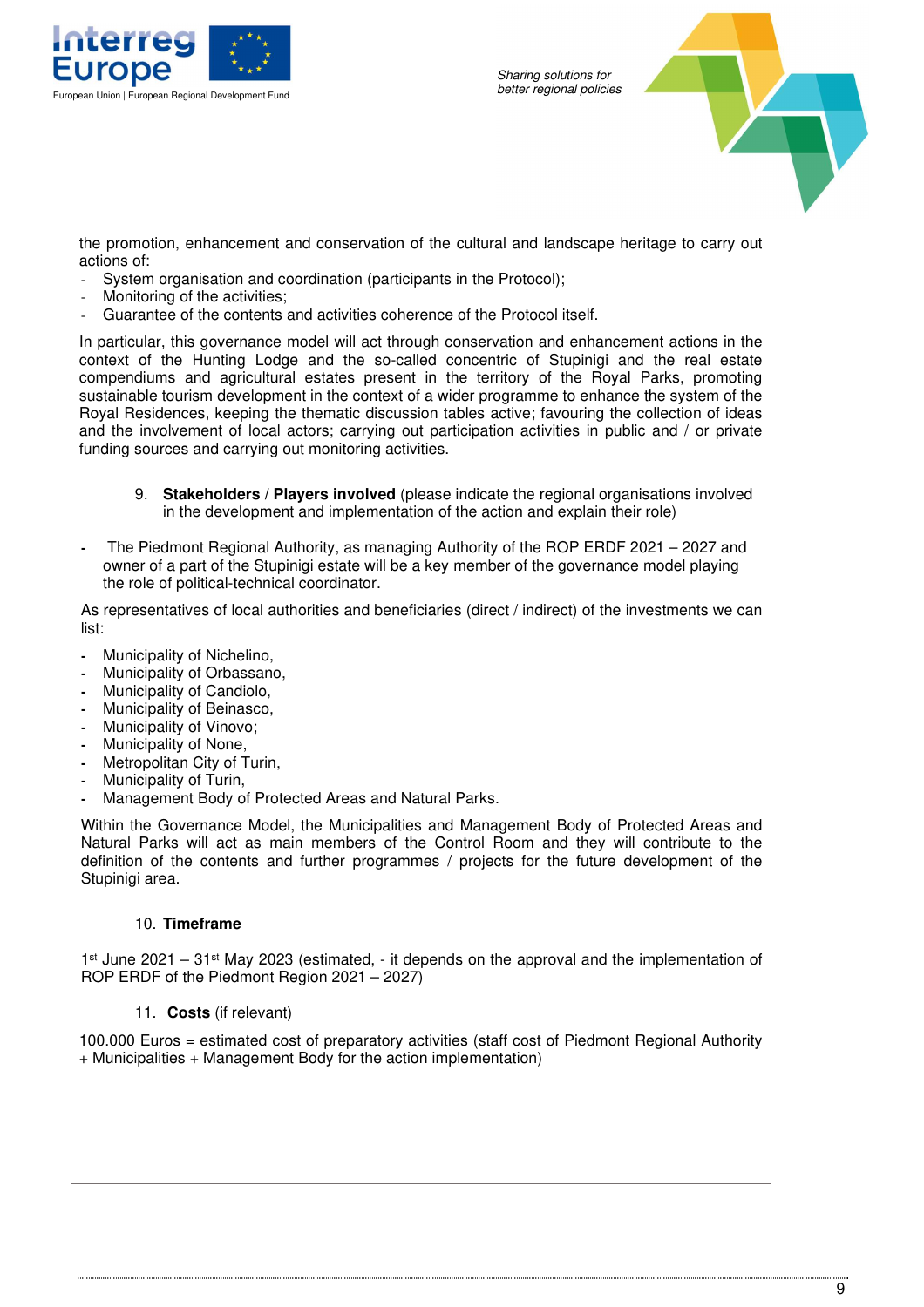the promotion, enhancement and conservation of the cultural and landscape heritage to carry out actions of:

- System organisation and coordination (participants in the Protocol);
- Monitoring of the activities;
- Guarantee of the contents and activities coherence of the Protocol itself.

In particular, this governance model will act through conservation and enhancement actions in the context of the Hunting Lodge and the so-called concentric of Stupinigi and the real estate compendiums and agricultural estates present in the territory of the Royal Parks, promoting sustainable tourism development in the context of a wider programme to enhance the system of the Royal Residences, keeping the thematic discussion tables active; favouring the collection of ideas and the involvement of local actors; carrying out participation activities in public and / or private funding sources and carrying out monitoring activities.

9. **Stakeholders** / **Players involved** (please indicate the regional organisations involved in the development and implementation of the action and explain their role)

- The Piedmont Regional Authority, as managing Authority of the ROP ERDF 2021 – 2027 and owner of a part of the Stupinigi estate will be a key member of the governance model playing the role of political-technical coordinator.

As representatives of local authorities and beneficiaries (direct / indirect) of the investments we can list:

- Municipality of Nichelino,
- Municipality of Orbassano,
- Municipality of Candiolo,
- Municipality of Beinasco,
- Municipality of Vinovo;
- Municipality of None,
- Metropolitan City of Turin,
- Municipality of Turin,
- Management Body of Protected Areas and Natural Parks.

Within the Governance Model, the Municipalities and Management Body of Protected Areas and Natural Parks will act as main members of the Control Room and they will contribute to the definition of the contents and further programmes / projects for the future development of the Stupinigi area.

10. **Timeframe**

1st June 2021 – 31st May 2023 (estimated, - it depends on the approval and the implementation of ROP ERDF of the Piedmont Region 2021 – 2027)

11. **Costs** (if relevant)

100.000 Euros = estimated cost of preparatory activities (staff cost of Piedmont Regional Authority + Municipalities + Management Body for the action implementation)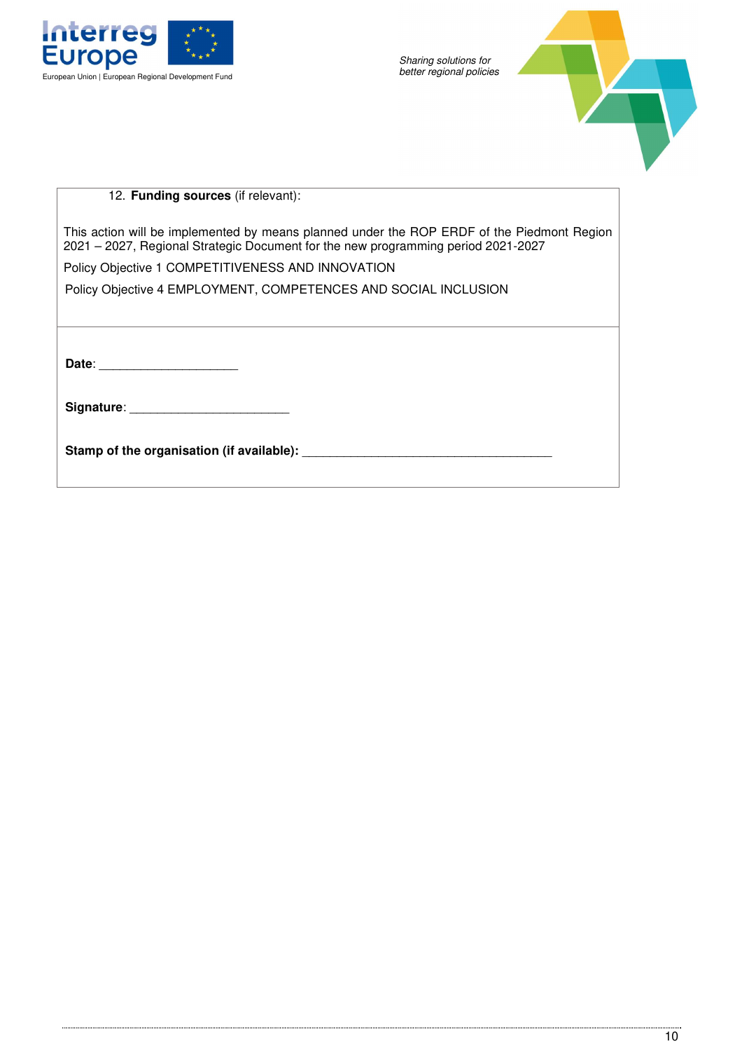12. **Funding sources** (if relevant):

This action will be implemented by means planned under the ROP ERDF of the Piedmont Region 2021 – 2027, Regional Strategic Document for the new programming period 2021-2027

Policy Objective 1 COMPETITIVENESS AND INNOVATION

Policy Objective 4 EMPLOYMENT, COMPETENCES AND SOCIAL INCLUSION

**Date**: ____________________

**Signature**: _______________________

**Stamp of the organisation (if available):** ____________________________________